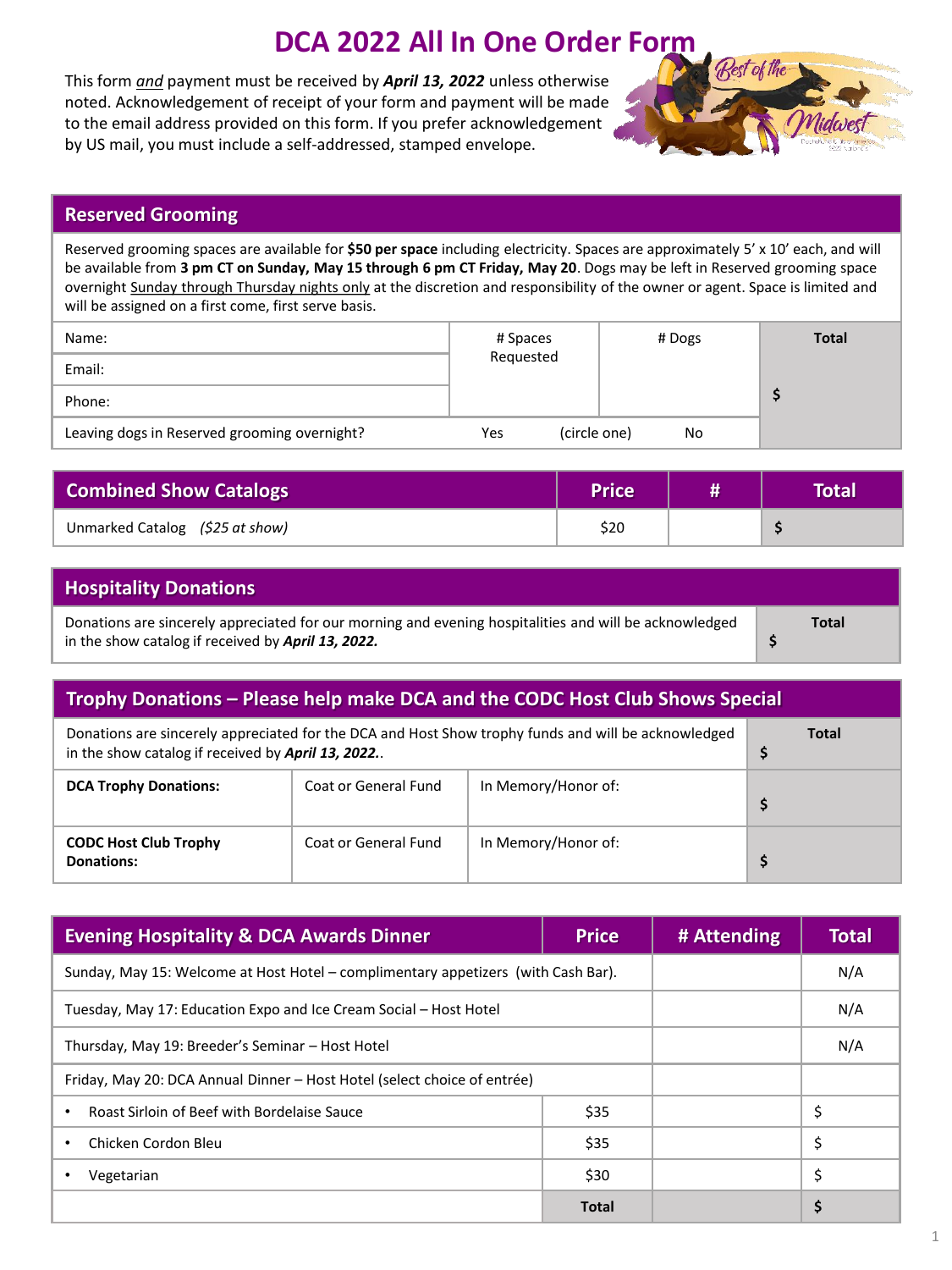# DCA 2022 All In One Order Form

This form *and* payment must be received by ***April 13, 2022*** unless otherwise noted. Acknowledgement of receipt of your form and payment will be made to the email address provided on this form. If you prefer acknowledgement by US mail, you must include a self-addressed, stamped envelope.

## Reserved Grooming

Reserved grooming spaces are available for **$50 per space** including electricity. Spaces are approximately 5' x 10' each, and will be available from **3 pm CT on Sunday, May 15 through 6 pm CT Friday, May 20**. Dogs may be left in Reserved grooming space overnight Sunday through Thursday nights only at the discretion and responsibility of the owner or agent. Space is limited and will be assigned on a first come, first serve basis.

| Name: | # Spaces Requested | # Dogs | Total |
|---|---|---|---|
| Email: | | | $ |
| Phone: | | | |
| Leaving dogs in Reserved grooming overnight? | Yes | (circle one) No | |

## Combined Show Catalogs

| Combined Show Catalogs | Price | # | Total |
|---|---|---|---|
| Unmarked Catalog *($25 at show)* | $20 | | $ |

## Hospitality Donations

| Donations are sincerely appreciated for our morning and evening hospitalities and will be acknowledged in the show catalog if received by ***April 13, 2022.*** | Total $ |
|---|---|

## Trophy Donations – Please help make DCA and the CODC Host Club Shows Special

| Donations are sincerely appreciated for the DCA and Host Show trophy funds and will be acknowledged in the show catalog if received by ***April 13, 2022.*** | | | Total $ |
|---|---|---|---|
| **DCA Trophy Donations:** | Coat or General Fund | In Memory/Honor of: | $ |
| **CODC Host Club Trophy Donations:** | Coat or General Fund | In Memory/Honor of: | $ |

## Evening Hospitality & DCA Awards Dinner

| Evening Hospitality & DCA Awards Dinner | Price | # Attending | Total |
|---|---|---|---|
| Sunday, May 15: Welcome at Host Hotel – complimentary appetizers (with Cash Bar). | | | N/A |
| Tuesday, May 17: Education Expo and Ice Cream Social – Host Hotel | | | N/A |
| Thursday, May 19: Breeder's Seminar – Host Hotel | | | N/A |
| Friday, May 20: DCA Annual Dinner – Host Hotel (select choice of entrée) | | | |
| • Roast Sirloin of Beef with Bordelaise Sauce | $35 | | $ |
| • Chicken Cordon Bleu | $35 | | $ |
| • Vegetarian | $30 | | $ |
| | **Total** | | **$** |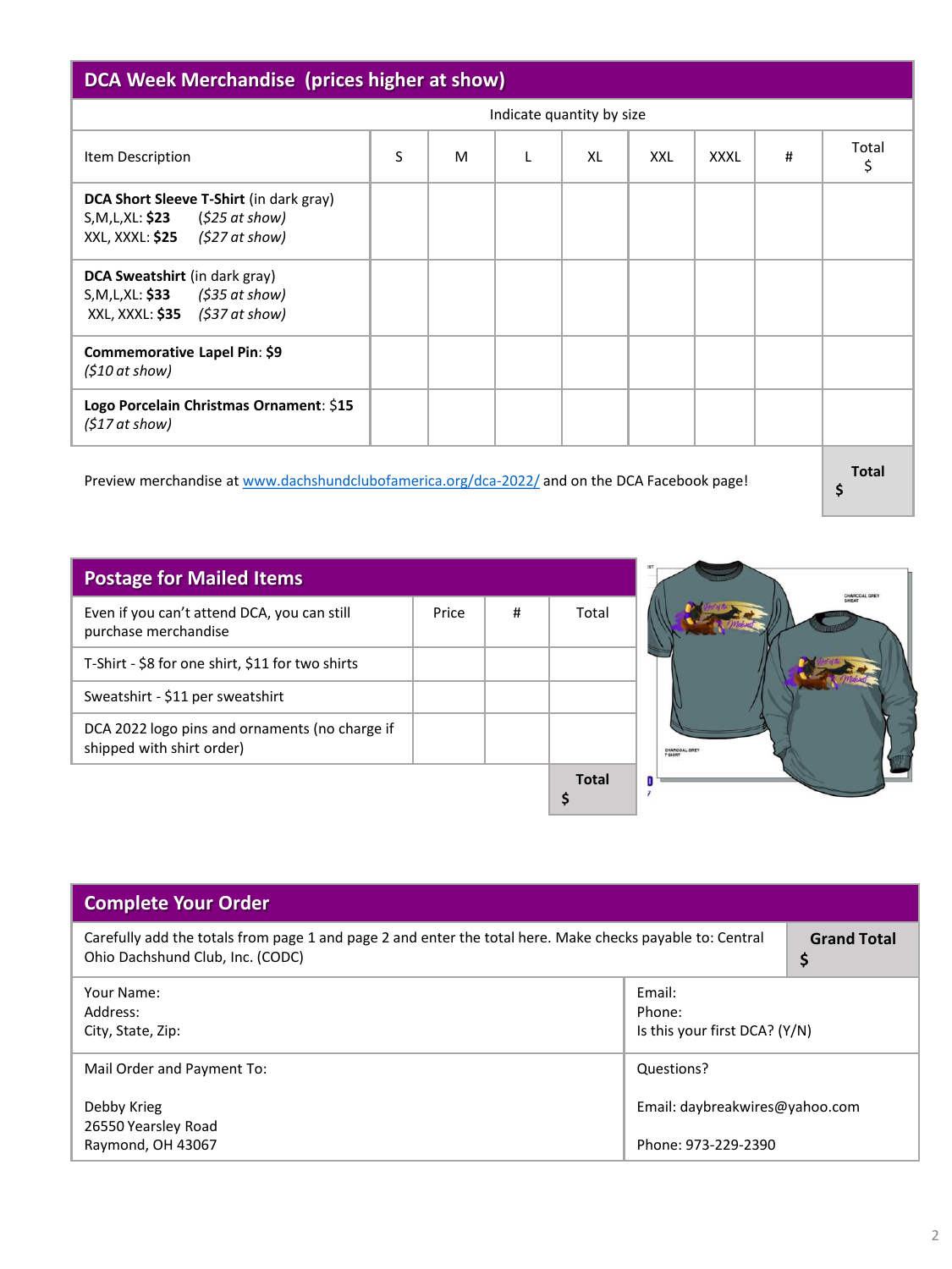## DCA Week Merchandise (prices higher at show)

| Item Description | S | M | L | XL | XXL | XXXL | # | Total $ |
|---|---|---|---|---|---|---|---|---|
| | Indicate quantity by size | | | | | | | |
| **DCA Short Sleeve T-Shirt** (in dark gray) S,M,L,XL: **$23** *($25 at show)* XXL, XXXL: **$25** *($27 at show)* | | | | | | | | |
| **DCA Sweatshirt** (in dark gray) S,M,L,XL: **$33** *($35 at show)* XXL, XXXL: **$35** *($37 at show)* | | | | | | | | |
| **Commemorative Lapel Pin**: **$9** *($10 at show)* | | | | | | | | |
| **Logo Porcelain Christmas Ornament**: $15 *($17 at show)* | | | | | | | | |
| Preview merchandise at www.dachshundclubofamerica.org/dca-2022/ and on the DCA Facebook page! | | | | | | | | **Total** $ |

## Postage for Mailed Items

| Even if you can't attend DCA, you can still purchase merchandise | Price | # | Total |
|---|---|---|---|
| T-Shirt - $8 for one shirt, $11 for two shirts | | | |
| Sweatshirt - $11 per sweatshirt | | | |
| DCA 2022 logo pins and ornaments (no charge if shipped with shirt order) | | | |
| | | | **Total** $ |

## Complete Your Order

| Carefully add the totals from page 1 and page 2 and enter the total here. Make checks payable to: Central Ohio Dachshund Club, Inc. (CODC) | **Grand Total** $ |
|---|---|

| | |
|---|---|
| Your Name: Address: City, State, Zip: | Email: Phone: Is this your first DCA? (Y/N) |
| Mail Order and Payment To: Debby Krieg 26550 Yearsley Road Raymond, OH 43067 | Questions? Email: daybreakwires@yahoo.com Phone: 973-229-2390 |